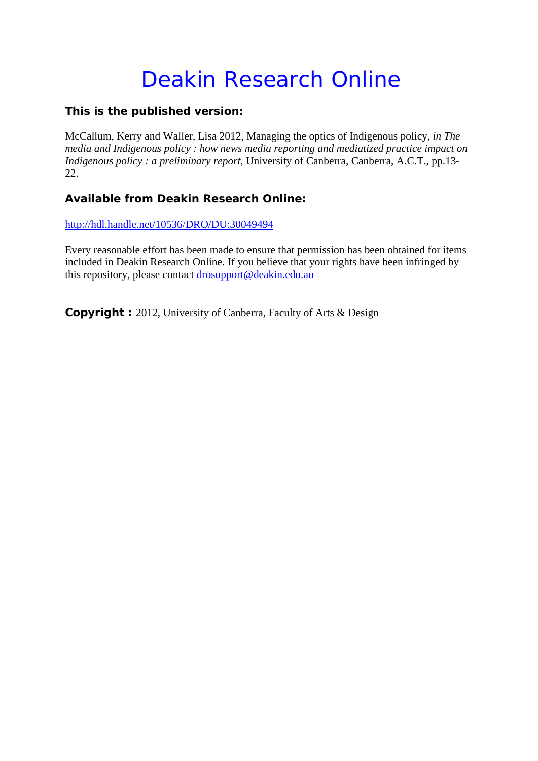# Deakin Research Online

### This is the published version:

McCallum, Kerry and Waller, Lisa 2012, Managing the optics of Indigenous policy, *in The media and Indigenous policy : how news media reporting and mediatized practice impact on Indigenous policy : a preliminary report*, University of Canberra, Canberra, A.C.T., pp.13-22.

### Available from Deakin Research Online:

http://hdl.handle.net/10536/DRO/DU:30049494

Every reasonable effort has been made to ensure that permission has been obtained for items included in Deakin Research Online. If you believe that your rights have been infringed by this repository, please contact drosupport@deakin.edu.au

**Copyright :** 2012, University of Canberra, Faculty of Arts & Design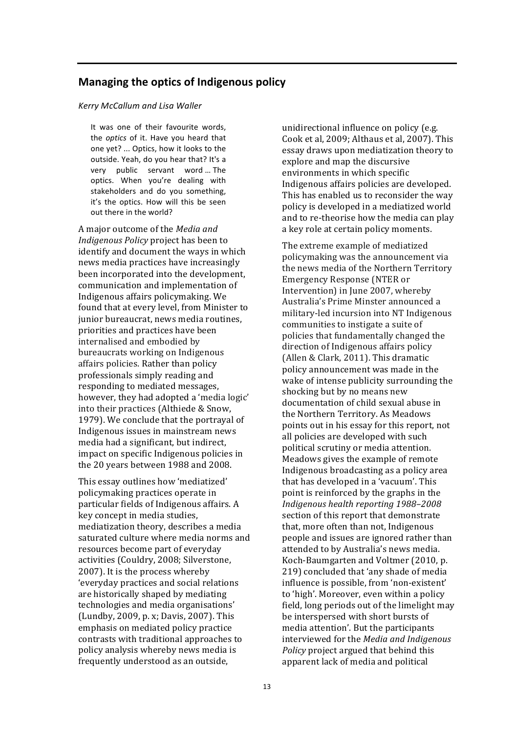## Managing the optics of Indigenous policy

*Kerry McCallum and Lisa Waller*

> It was one of their favourite words, the *optics* of it. Have you heard that one yet? ... Optics, how it looks to the outside. Yeah, do you hear that? It's a very public servant word ... The optics. When you're dealing with stakeholders and do you something, it's the optics. How will this be seen out there in the world?

A major outcome of the *Media and Indigenous Policy* project has been to identify and document the ways in which news media practices have increasingly been incorporated into the development, communication and implementation of Indigenous affairs policymaking. We found that at every level, from Minister to junior bureaucrat, news media routines, priorities and practices have been internalised and embodied by bureaucrats working on Indigenous affairs policies. Rather than policy professionals simply reading and responding to mediated messages, however, they had adopted a 'media logic' into their practices (Althiede & Snow, 1979). We conclude that the portrayal of Indigenous issues in mainstream news media had a significant, but indirect, impact on specific Indigenous policies in the 20 years between 1988 and 2008.

This essay outlines how 'mediatized' policymaking practices operate in particular fields of Indigenous affairs. A key concept in media studies, mediatization theory, describes a media saturated culture where media norms and resources become part of everyday activities (Couldry, 2008; Silverstone, 2007). It is the process whereby 'everyday practices and social relations are historically shaped by mediating technologies and media organisations' (Lundby, 2009, p. x; Davis, 2007). This emphasis on mediated policy practice contrasts with traditional approaches to policy analysis whereby news media is frequently understood as an outside, unidirectional influence on policy (e.g. Cook et al, 2009; Althaus et al, 2007). This essay draws upon mediatization theory to explore and map the discursive environments in which specific Indigenous affairs policies are developed. This has enabled us to reconsider the way policy is developed in a mediatized world and to re-theorise how the media can play a key role at certain policy moments.

The extreme example of mediatized policymaking was the announcement via the news media of the Northern Territory Emergency Response (NTER or Intervention) in June 2007, whereby Australia's Prime Minster announced a military-led incursion into NT Indigenous communities to instigate a suite of policies that fundamentally changed the direction of Indigenous affairs policy (Allen & Clark, 2011). This dramatic policy announcement was made in the wake of intense publicity surrounding the shocking but by no means new documentation of child sexual abuse in the Northern Territory. As Meadows points out in his essay for this report, not all policies are developed with such political scrutiny or media attention. Meadows gives the example of remote Indigenous broadcasting as a policy area that has developed in a 'vacuum'. This point is reinforced by the graphs in the *Indigenous health reporting 1988–2008* section of this report that demonstrate that, more often than not, Indigenous people and issues are ignored rather than attended to by Australia's news media. Koch-Baumgarten and Voltmer (2010, p. 219) concluded that 'any shade of media influence is possible, from 'non-existent' to 'high'. Moreover, even within a policy field, long periods out of the limelight may be interspersed with short bursts of media attention'. But the participants interviewed for the *Media and Indigenous Policy* project argued that behind this apparent lack of media and political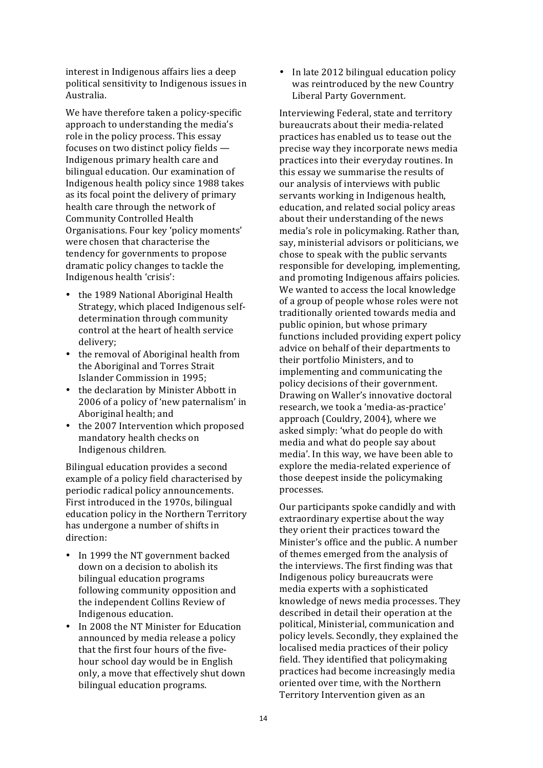interest in Indigenous affairs lies a deep political sensitivity to Indigenous issues in Australia.

We have therefore taken a policy-specific approach to understanding the media's role in the policy process. This essay focuses on two distinct policy fields — Indigenous primary health care and bilingual education. Our examination of Indigenous health policy since 1988 takes as its focal point the delivery of primary health care through the network of Community Controlled Health Organisations. Four key 'policy moments' were chosen that characterise the tendency for governments to propose dramatic policy changes to tackle the Indigenous health 'crisis':

- the 1989 National Aboriginal Health Strategy, which placed Indigenous self-determination through community control at the heart of health service delivery;
- the removal of Aboriginal health from the Aboriginal and Torres Strait Islander Commission in 1995;
- the declaration by Minister Abbott in 2006 of a policy of 'new paternalism' in Aboriginal health; and
- the 2007 Intervention which proposed mandatory health checks on Indigenous children.

Bilingual education provides a second example of a policy field characterised by periodic radical policy announcements. First introduced in the 1970s, bilingual education policy in the Northern Territory has undergone a number of shifts in direction:

- In 1999 the NT government backed down on a decision to abolish its bilingual education programs following community opposition and the independent Collins Review of Indigenous education.
- In 2008 the NT Minister for Education announced by media release a policy that the first four hours of the five-hour school day would be in English only, a move that effectively shut down bilingual education programs.
- In late 2012 bilingual education policy was reintroduced by the new Country Liberal Party Government.

Interviewing Federal, state and territory bureaucrats about their media-related practices has enabled us to tease out the precise way they incorporate news media practices into their everyday routines. In this essay we summarise the results of our analysis of interviews with public servants working in Indigenous health, education, and related social policy areas about their understanding of the news media's role in policymaking. Rather than, say, ministerial advisors or politicians, we chose to speak with the public servants responsible for developing, implementing, and promoting Indigenous affairs policies. We wanted to access the local knowledge of a group of people whose roles were not traditionally oriented towards media and public opinion, but whose primary functions included providing expert policy advice on behalf of their departments to their portfolio Ministers, and to implementing and communicating the policy decisions of their government. Drawing on Waller's innovative doctoral research, we took a 'media-as-practice' approach (Couldry, 2004), where we asked simply: 'what do people do with media and what do people say about media'. In this way, we have been able to explore the media-related experience of those deepest inside the policymaking processes.

Our participants spoke candidly and with extraordinary expertise about the way they orient their practices toward the Minister's office and the public. A number of themes emerged from the analysis of the interviews. The first finding was that Indigenous policy bureaucrats were media experts with a sophisticated knowledge of news media processes. They described in detail their operation at the political, Ministerial, communication and policy levels. Secondly, they explained the localised media practices of their policy field. They identified that policymaking practices had become increasingly media oriented over time, with the Northern Territory Intervention given as an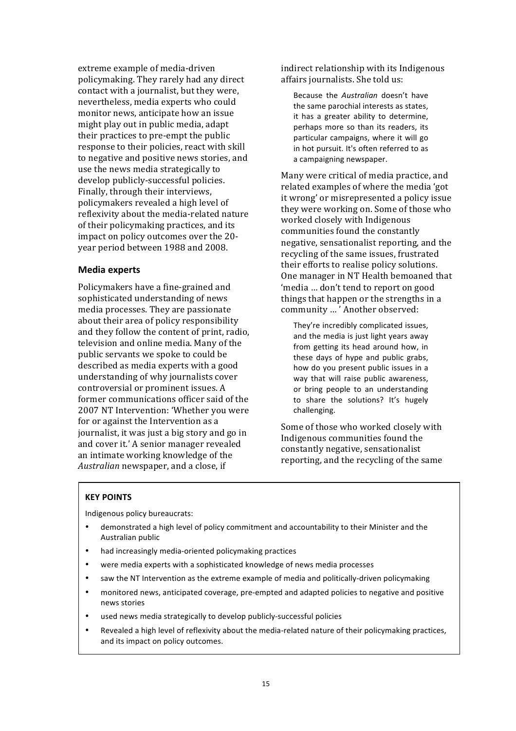extreme example of media-driven policymaking. They rarely had any direct contact with a journalist, but they were, nevertheless, media experts who could monitor news, anticipate how an issue might play out in public media, adapt their practices to pre-empt the public response to their policies, react with skill to negative and positive news stories, and use the news media strategically to develop publicly-successful policies. Finally, through their interviews, policymakers revealed a high level of reflexivity about the media-related nature of their policymaking practices, and its impact on policy outcomes over the 20-year period between 1988 and 2008.

### Media experts

Policymakers have a fine-grained and sophisticated understanding of news media processes. They are passionate about their area of policy responsibility and they follow the content of print, radio, television and online media. Many of the public servants we spoke to could be described as media experts with a good understanding of why journalists cover controversial or prominent issues. A former communications officer said of the 2007 NT Intervention: 'Whether you were for or against the Intervention as a journalist, it was just a big story and go in and cover it.' A senior manager revealed an intimate working knowledge of the *Australian* newspaper, and a close, if indirect relationship with its Indigenous affairs journalists. She told us:

> Because the *Australian* doesn't have the same parochial interests as states, it has a greater ability to determine, perhaps more so than its readers, its particular campaigns, where it will go in hot pursuit. It's often referred to as a campaigning newspaper.

Many were critical of media practice, and related examples of where the media 'got it wrong' or misrepresented a policy issue they were working on. Some of those who worked closely with Indigenous communities found the constantly negative, sensationalist reporting, and the recycling of the same issues, frustrated their efforts to realise policy solutions. One manager in NT Health bemoaned that 'media … don't tend to report on good things that happen or the strengths in a community … ' Another observed:

> They're incredibly complicated issues, and the media is just light years away from getting its head around how, in these days of hype and public grabs, how do you present public issues in a way that will raise public awareness, or bring people to an understanding to share the solutions? It's hugely challenging.

Some of those who worked closely with Indigenous communities found the constantly negative, sensationalist reporting, and the recycling of the same

**KEY POINTS**

Indigenous policy bureaucrats:

- demonstrated a high level of policy commitment and accountability to their Minister and the Australian public
- had increasingly media-oriented policymaking practices
- were media experts with a sophisticated knowledge of news media processes
- saw the NT Intervention as the extreme example of media and politically-driven policymaking
- monitored news, anticipated coverage, pre-empted and adapted policies to negative and positive news stories
- used news media strategically to develop publicly-successful policies
- Revealed a high level of reflexivity about the media-related nature of their policymaking practices, and its impact on policy outcomes.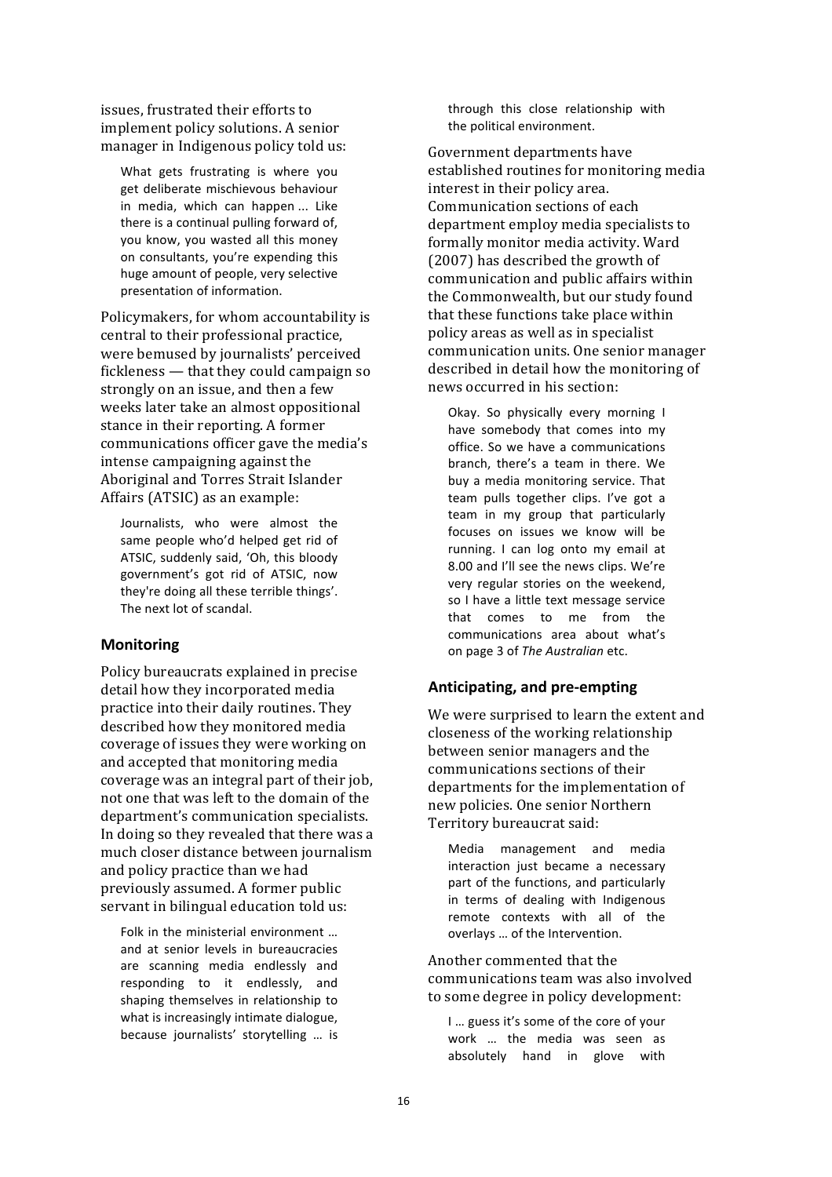issues, frustrated their efforts to implement policy solutions. A senior manager in Indigenous policy told us:

> What gets frustrating is where you get deliberate mischievous behaviour in media, which can happen ... Like there is a continual pulling forward of, you know, you wasted all this money on consultants, you're expending this huge amount of people, very selective presentation of information.

Policymakers, for whom accountability is central to their professional practice, were bemused by journalists' perceived fickleness — that they could campaign so strongly on an issue, and then a few weeks later take an almost oppositional stance in their reporting. A former communications officer gave the media's intense campaigning against the Aboriginal and Torres Strait Islander Affairs (ATSIC) as an example:

> Journalists, who were almost the same people who'd helped get rid of ATSIC, suddenly said, 'Oh, this bloody government's got rid of ATSIC, now they're doing all these terrible things'. The next lot of scandal.

### Monitoring

Policy bureaucrats explained in precise detail how they incorporated media practice into their daily routines. They described how they monitored media coverage of issues they were working on and accepted that monitoring media coverage was an integral part of their job, not one that was left to the domain of the department's communication specialists. In doing so they revealed that there was a much closer distance between journalism and policy practice than we had previously assumed. A former public servant in bilingual education told us:

> Folk in the ministerial environment ... and at senior levels in bureaucracies are scanning media endlessly and responding to it endlessly, and shaping themselves in relationship to what is increasingly intimate dialogue, because journalists' storytelling ... is through this close relationship with the political environment.

Government departments have established routines for monitoring media interest in their policy area. Communication sections of each department employ media specialists to formally monitor media activity. Ward (2007) has described the growth of communication and public affairs within the Commonwealth, but our study found that these functions take place within policy areas as well as in specialist communication units. One senior manager described in detail how the monitoring of news occurred in his section:

> Okay. So physically every morning I have somebody that comes into my office. So we have a communications branch, there's a team in there. We buy a media monitoring service. That team pulls together clips. I've got a team in my group that particularly focuses on issues we know will be running. I can log onto my email at 8.00 and I'll see the news clips. We're very regular stories on the weekend, so I have a little text message service that comes to me from the communications area about what's on page 3 of *The Australian* etc.

### Anticipating, and pre-empting

We were surprised to learn the extent and closeness of the working relationship between senior managers and the communications sections of their departments for the implementation of new policies. One senior Northern Territory bureaucrat said:

> Media management and media interaction just became a necessary part of the functions, and particularly in terms of dealing with Indigenous remote contexts with all of the overlays ... of the Intervention.

Another commented that the communications team was also involved to some degree in policy development:

> I ... guess it's some of the core of your work ... the media was seen as absolutely hand in glove with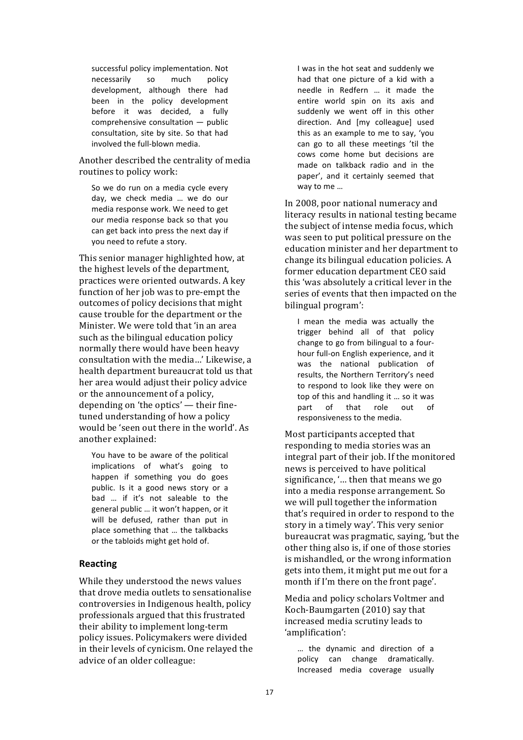> successful policy implementation. Not necessarily so much policy development, although there had been in the policy development before it was decided, a fully comprehensive consultation — public consultation, site by site. So that had involved the full-blown media.

Another described the centrality of media routines to policy work:

> So we do run on a media cycle every day, we check media … we do our media response work. We need to get our media response back so that you can get back into press the next day if you need to refute a story.

This senior manager highlighted how, at the highest levels of the department, practices were oriented outwards. A key function of her job was to pre-empt the outcomes of policy decisions that might cause trouble for the department or the Minister. We were told that 'in an area such as the bilingual education policy normally there would have been heavy consultation with the media…' Likewise, a health department bureaucrat told us that her area would adjust their policy advice or the announcement of a policy, depending on 'the optics' — their fine-tuned understanding of how a policy would be 'seen out there in the world'. As another explained:

> You have to be aware of the political implications of what's going to happen if something you do goes public. Is it a good news story or a bad … if it's not saleable to the general public … it won't happen, or it will be defused, rather than put in place something that … the talkbacks or the tabloids might get hold of.

## Reacting

While they understood the news values that drove media outlets to sensationalise controversies in Indigenous health, policy professionals argued that this frustrated their ability to implement long-term policy issues. Policymakers were divided in their levels of cynicism. One relayed the advice of an older colleague:

> I was in the hot seat and suddenly we had that one picture of a kid with a needle in Redfern … it made the entire world spin on its axis and suddenly we went off in this other direction. And [my colleague] used this as an example to me to say, 'you can go to all these meetings 'til the cows come home but decisions are made on talkback radio and in the paper', and it certainly seemed that way to me …

In 2008, poor national numeracy and literacy results in national testing became the subject of intense media focus, which was seen to put political pressure on the education minister and her department to change its bilingual education policies. A former education department CEO said this 'was absolutely a critical lever in the series of events that then impacted on the bilingual program':

> I mean the media was actually the trigger behind all of that policy change to go from bilingual to a four-hour full-on English experience, and it was the national publication of results, the Northern Territory's need to respond to look like they were on top of this and handling it … so it was part of that role out of responsiveness to the media.

Most participants accepted that responding to media stories was an integral part of their job. If the monitored news is perceived to have political significance, '… then that means we go into a media response arrangement. So we will pull together the information that's required in order to respond to the story in a timely way'. This very senior bureaucrat was pragmatic, saying, 'but the other thing also is, if one of those stories is mishandled, or the wrong information gets into them, it might put me out for a month if I'm there on the front page'.

Media and policy scholars Voltmer and Koch-Baumgarten (2010) say that increased media scrutiny leads to 'amplification':

> … the dynamic and direction of a policy can change dramatically. Increased media coverage usually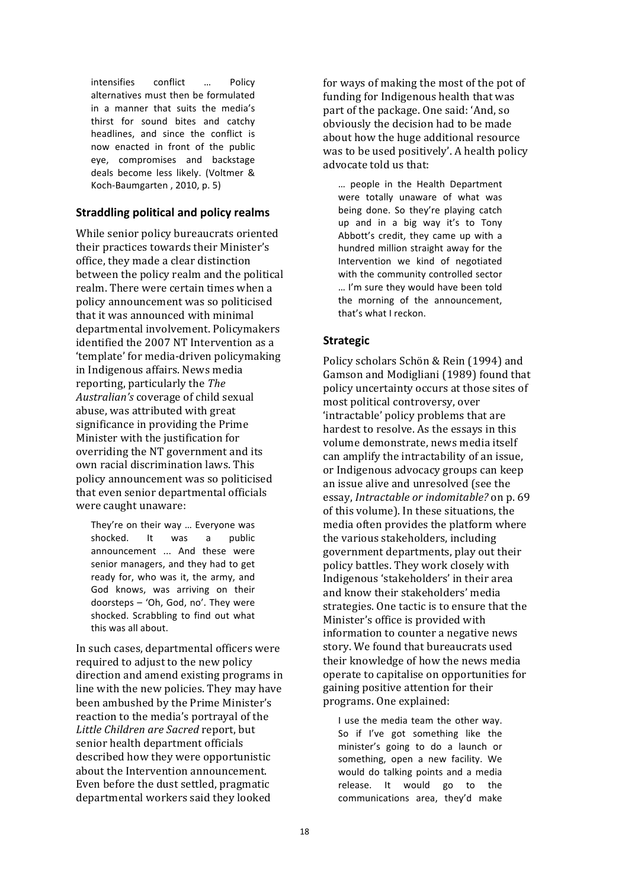> intensifies conflict … Policy alternatives must then be formulated in a manner that suits the media's thirst for sound bites and catchy headlines, and since the conflict is now enacted in front of the public eye, compromises and backstage deals become less likely. (Voltmer & Koch-Baumgarten , 2010, p. 5)

### Straddling political and policy realms

While senior policy bureaucrats oriented their practices towards their Minister's office, they made a clear distinction between the policy realm and the political realm. There were certain times when a policy announcement was so politicised that it was announced with minimal departmental involvement. Policymakers identified the 2007 NT Intervention as a 'template' for media-driven policymaking in Indigenous affairs. News media reporting, particularly the *The Australian's* coverage of child sexual abuse, was attributed with great significance in providing the Prime Minister with the justification for overriding the NT government and its own racial discrimination laws. This policy announcement was so politicised that even senior departmental officials were caught unaware:

> They're on their way … Everyone was shocked. It was a public announcement ... And these were senior managers, and they had to get ready for, who was it, the army, and God knows, was arriving on their doorsteps – 'Oh, God, no'. They were shocked. Scrabbling to find out what this was all about.

In such cases, departmental officers were required to adjust to the new policy direction and amend existing programs in line with the new policies. They may have been ambushed by the Prime Minister's reaction to the media's portrayal of the *Little Children are Sacred* report, but senior health department officials described how they were opportunistic about the Intervention announcement. Even before the dust settled, pragmatic departmental workers said they looked for ways of making the most of the pot of funding for Indigenous health that was part of the package. One said: 'And, so obviously the decision had to be made about how the huge additional resource was to be used positively'. A health policy advocate told us that:

> … people in the Health Department were totally unaware of what was being done. So they're playing catch up and in a big way it's to Tony Abbott's credit, they came up with a hundred million straight away for the Intervention we kind of negotiated with the community controlled sector … I'm sure they would have been told the morning of the announcement, that's what I reckon.

### Strategic

Policy scholars Schön & Rein (1994) and Gamson and Modigliani (1989) found that policy uncertainty occurs at those sites of most political controversy, over 'intractable' policy problems that are hardest to resolve. As the essays in this volume demonstrate, news media itself can amplify the intractability of an issue, or Indigenous advocacy groups can keep an issue alive and unresolved (see the essay, *Intractable or indomitable?* on p. 69 of this volume). In these situations, the media often provides the platform where the various stakeholders, including government departments, play out their policy battles. They work closely with Indigenous 'stakeholders' in their area and know their stakeholders' media strategies. One tactic is to ensure that the Minister's office is provided with information to counter a negative news story. We found that bureaucrats used their knowledge of how the news media operate to capitalise on opportunities for gaining positive attention for their programs. One explained:

> I use the media team the other way. So if I've got something like the minister's going to do a launch or something, open a new facility. We would do talking points and a media release. It would go to the communications area, they'd make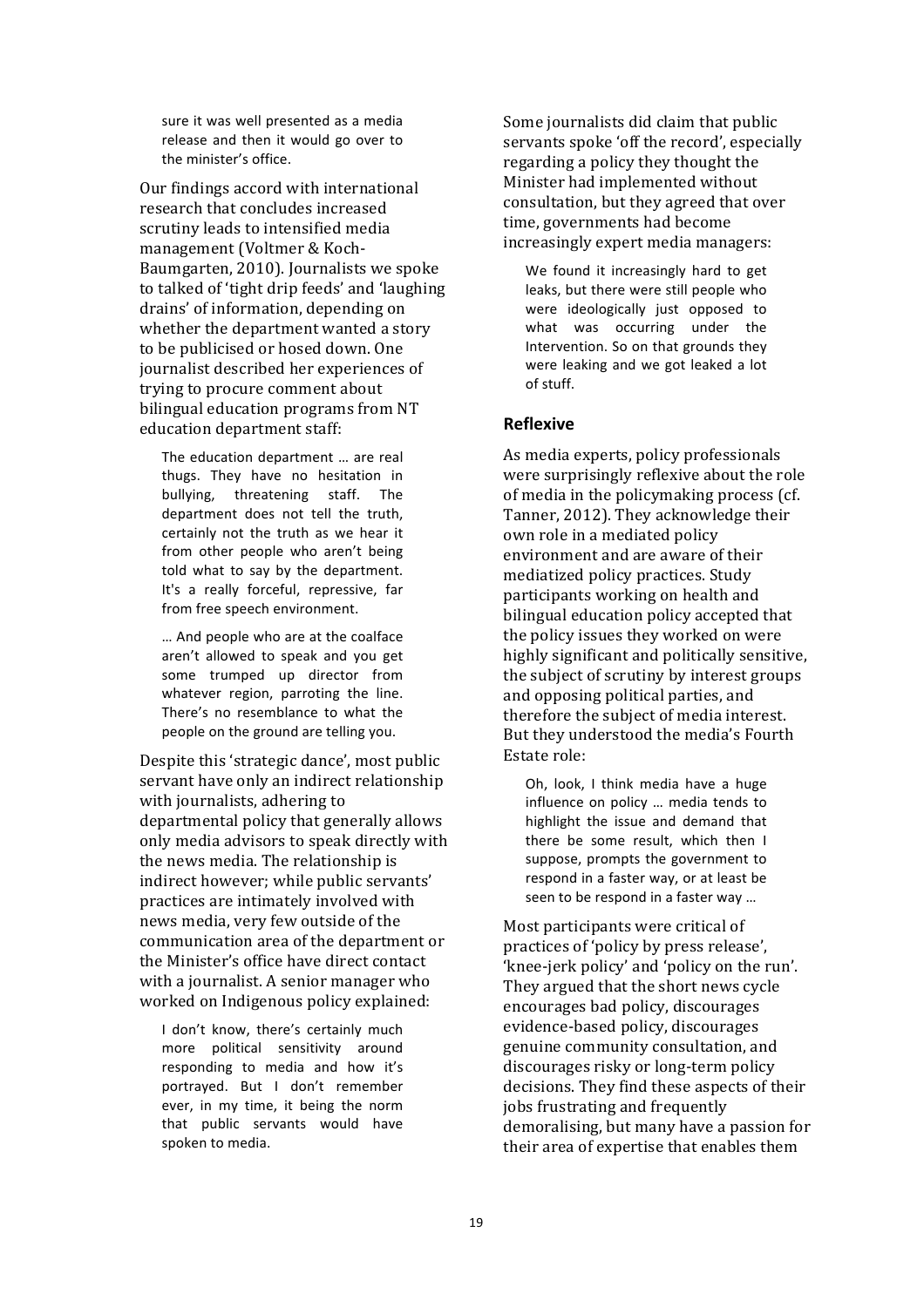> sure it was well presented as a media release and then it would go over to the minister's office.

Our findings accord with international research that concludes increased scrutiny leads to intensified media management (Voltmer & Koch-Baumgarten, 2010). Journalists we spoke to talked of 'tight drip feeds' and 'laughing drains' of information, depending on whether the department wanted a story to be publicised or hosed down. One journalist described her experiences of trying to procure comment about bilingual education programs from NT education department staff:

> The education department … are real thugs. They have no hesitation in bullying, threatening staff. The department does not tell the truth, certainly not the truth as we hear it from other people who aren't being told what to say by the department. It's a really forceful, repressive, far from free speech environment.
>
> … And people who are at the coalface aren't allowed to speak and you get some trumped up director from whatever region, parroting the line. There's no resemblance to what the people on the ground are telling you.

Despite this 'strategic dance', most public servant have only an indirect relationship with journalists, adhering to departmental policy that generally allows only media advisors to speak directly with the news media. The relationship is indirect however; while public servants' practices are intimately involved with news media, very few outside of the communication area of the department or the Minister's office have direct contact with a journalist. A senior manager who worked on Indigenous policy explained:

> I don't know, there's certainly much more political sensitivity around responding to media and how it's portrayed. But I don't remember ever, in my time, it being the norm that public servants would have spoken to media.

Some journalists did claim that public servants spoke 'off the record', especially regarding a policy they thought the Minister had implemented without consultation, but they agreed that over time, governments had become increasingly expert media managers:

> We found it increasingly hard to get leaks, but there were still people who were ideologically just opposed to what was occurring under the Intervention. So on that grounds they were leaking and we got leaked a lot of stuff.

### Reflexive

As media experts, policy professionals were surprisingly reflexive about the role of media in the policymaking process (cf. Tanner, 2012). They acknowledge their own role in a mediated policy environment and are aware of their mediatized policy practices. Study participants working on health and bilingual education policy accepted that the policy issues they worked on were highly significant and politically sensitive, the subject of scrutiny by interest groups and opposing political parties, and therefore the subject of media interest. But they understood the media's Fourth Estate role:

> Oh, look, I think media have a huge influence on policy … media tends to highlight the issue and demand that there be some result, which then I suppose, prompts the government to respond in a faster way, or at least be seen to be respond in a faster way …

Most participants were critical of practices of 'policy by press release', 'knee-jerk policy' and 'policy on the run'. They argued that the short news cycle encourages bad policy, discourages evidence-based policy, discourages genuine community consultation, and discourages risky or long-term policy decisions. They find these aspects of their jobs frustrating and frequently demoralising, but many have a passion for their area of expertise that enables them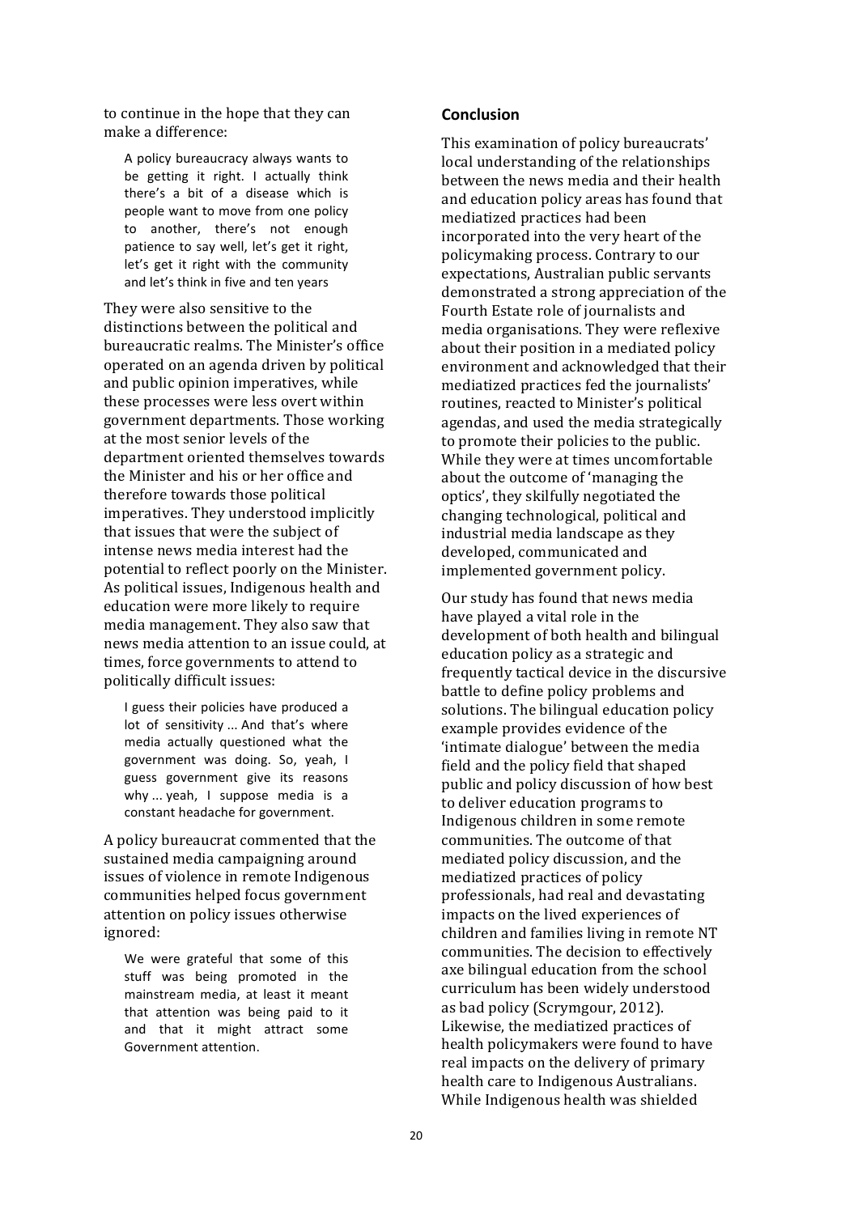to continue in the hope that they can make a difference:

> A policy bureaucracy always wants to be getting it right. I actually think there's a bit of a disease which is people want to move from one policy to another, there's not enough patience to say well, let's get it right, let's get it right with the community and let's think in five and ten years

They were also sensitive to the distinctions between the political and bureaucratic realms. The Minister's office operated on an agenda driven by political and public opinion imperatives, while these processes were less overt within government departments. Those working at the most senior levels of the department oriented themselves towards the Minister and his or her office and therefore towards those political imperatives. They understood implicitly that issues that were the subject of intense news media interest had the potential to reflect poorly on the Minister. As political issues, Indigenous health and education were more likely to require media management. They also saw that news media attention to an issue could, at times, force governments to attend to politically difficult issues:

> I guess their policies have produced a lot of sensitivity ... And that's where media actually questioned what the government was doing. So, yeah, I guess government give its reasons why ... yeah, I suppose media is a constant headache for government.

A policy bureaucrat commented that the sustained media campaigning around issues of violence in remote Indigenous communities helped focus government attention on policy issues otherwise ignored:

> We were grateful that some of this stuff was being promoted in the mainstream media, at least it meant that attention was being paid to it and that it might attract some Government attention.

## Conclusion

This examination of policy bureaucrats' local understanding of the relationships between the news media and their health and education policy areas has found that mediatized practices had been incorporated into the very heart of the policymaking process. Contrary to our expectations, Australian public servants demonstrated a strong appreciation of the Fourth Estate role of journalists and media organisations. They were reflexive about their position in a mediated policy environment and acknowledged that their mediatized practices fed the journalists' routines, reacted to Minister's political agendas, and used the media strategically to promote their policies to the public. While they were at times uncomfortable about the outcome of 'managing the optics', they skilfully negotiated the changing technological, political and industrial media landscape as they developed, communicated and implemented government policy.

Our study has found that news media have played a vital role in the development of both health and bilingual education policy as a strategic and frequently tactical device in the discursive battle to define policy problems and solutions. The bilingual education policy example provides evidence of the 'intimate dialogue' between the media field and the policy field that shaped public and policy discussion of how best to deliver education programs to Indigenous children in some remote communities. The outcome of that mediated policy discussion, and the mediatized practices of policy professionals, had real and devastating impacts on the lived experiences of children and families living in remote NT communities. The decision to effectively axe bilingual education from the school curriculum has been widely understood as bad policy (Scrymgour, 2012). Likewise, the mediatized practices of health policymakers were found to have real impacts on the delivery of primary health care to Indigenous Australians. While Indigenous health was shielded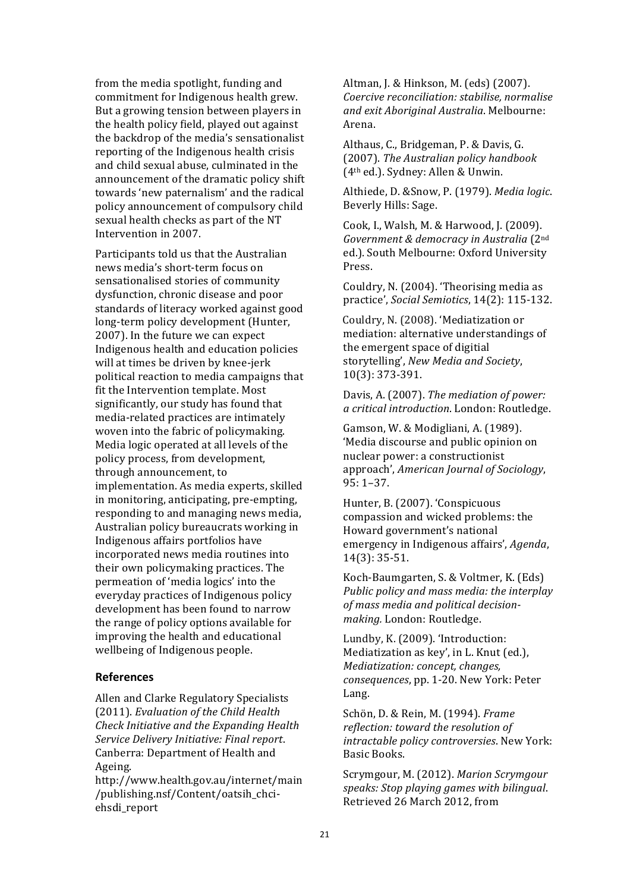from the media spotlight, funding and commitment for Indigenous health grew. But a growing tension between players in the health policy field, played out against the backdrop of the media's sensationalist reporting of the Indigenous health crisis and child sexual abuse, culminated in the announcement of the dramatic policy shift towards 'new paternalism' and the radical policy announcement of compulsory child sexual health checks as part of the NT Intervention in 2007.

Participants told us that the Australian news media's short-term focus on sensationalised stories of community dysfunction, chronic disease and poor standards of literacy worked against good long-term policy development (Hunter, 2007). In the future we can expect Indigenous health and education policies will at times be driven by knee-jerk political reaction to media campaigns that fit the Intervention template. Most significantly, our study has found that media-related practices are intimately woven into the fabric of policymaking. Media logic operated at all levels of the policy process, from development, through announcement, to implementation. As media experts, skilled in monitoring, anticipating, pre-empting, responding to and managing news media, Australian policy bureaucrats working in Indigenous affairs portfolios have incorporated news media routines into their own policymaking practices. The permeation of 'media logics' into the everyday practices of Indigenous policy development has been found to narrow the range of policy options available for improving the health and educational wellbeing of Indigenous people.

## References

Allen and Clarke Regulatory Specialists (2011). *Evaluation of the Child Health Check Initiative and the Expanding Health Service Delivery Initiative: Final report*. Canberra: Department of Health and Ageing. http://www.health.gov.au/internet/main/publishing.nsf/Content/oatsih_chci-ehsdi_report

Altman, J. & Hinkson, M. (eds) (2007). *Coercive reconciliation: stabilise, normalise and exit Aboriginal Australia*. Melbourne: Arena.

Althaus, C., Bridgeman, P. & Davis, G. (2007). *The Australian policy handbook* (4th ed.). Sydney: Allen & Unwin.

Althiede, D. &Snow, P. (1979). *Media logic*. Beverly Hills: Sage.

Cook, I., Walsh, M. & Harwood, J. (2009). *Government & democracy in Australia* (2nd ed.). South Melbourne: Oxford University Press.

Couldry, N. (2004). 'Theorising media as practice', *Social Semiotics*, 14(2): 115-132.

Couldry, N. (2008). 'Mediatization or mediation: alternative understandings of the emergent space of digitial storytelling', *New Media and Society*, 10(3): 373-391.

Davis, A. (2007). *The mediation of power: a critical introduction*. London: Routledge.

Gamson, W. & Modigliani, A. (1989). 'Media discourse and public opinion on nuclear power: a constructionist approach', *American Journal of Sociology*, 95: 1–37.

Hunter, B. (2007). 'Conspicuous compassion and wicked problems: the Howard government's national emergency in Indigenous affairs', *Agenda*, 14(3): 35-51.

Koch-Baumgarten, S. & Voltmer, K. (Eds) *Public policy and mass media: the interplay of mass media and political decision-making.* London: Routledge.

Lundby, K. (2009). 'Introduction: Mediatization as key', in L. Knut (ed.), *Mediatization: concept, changes, consequences*, pp. 1-20. New York: Peter Lang.

Schön, D. & Rein, M. (1994). *Frame reflection: toward the resolution of intractable policy controversies*. New York: Basic Books.

Scrymgour, M. (2012). *Marion Scrymgour speaks: Stop playing games with bilingual*. Retrieved 26 March 2012, from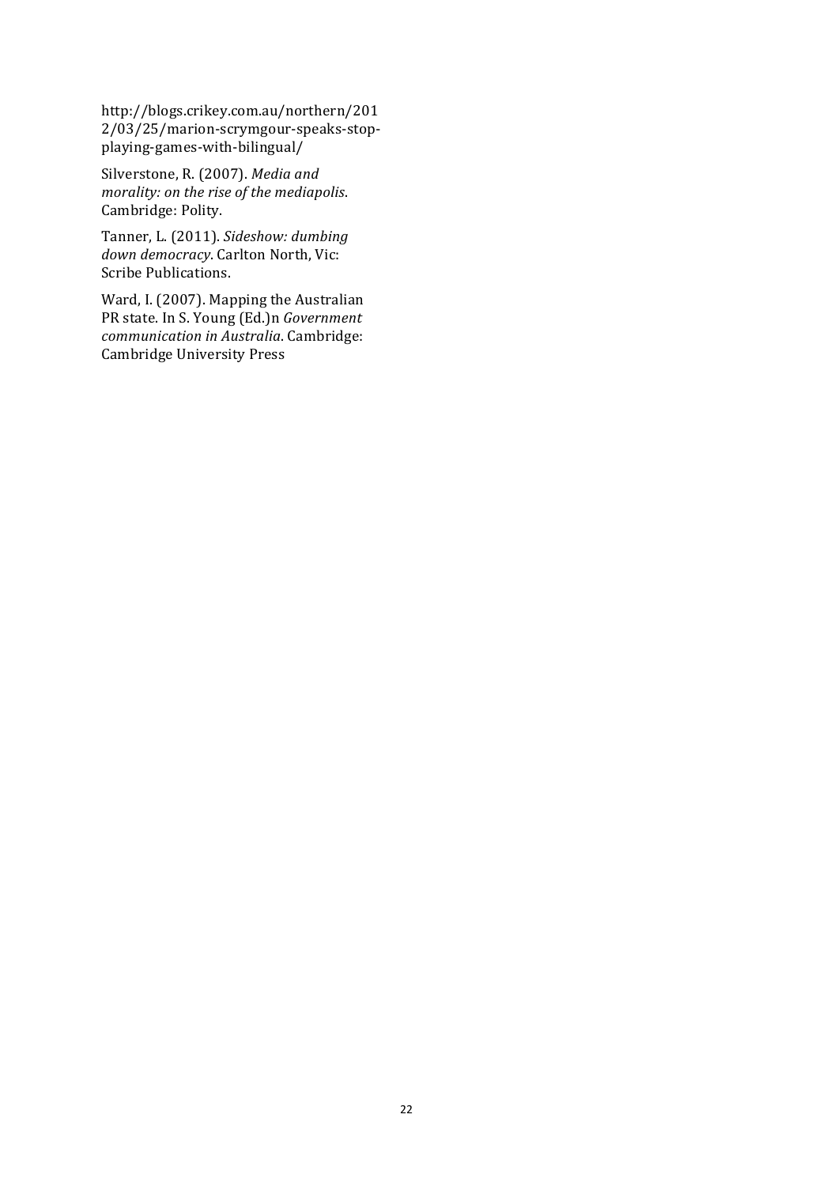http://blogs.crikey.com.au/northern/2012/03/25/marion-scrymgour-speaks-stop-playing-games-with-bilingual/

Silverstone, R. (2007). *Media and morality: on the rise of the mediapolis*. Cambridge: Polity.

Tanner, L. (2011). *Sideshow: dumbing down democracy*. Carlton North, Vic: Scribe Publications.

Ward, I. (2007). Mapping the Australian PR state. In S. Young (Ed.)n *Government communication in Australia*. Cambridge: Cambridge University Press